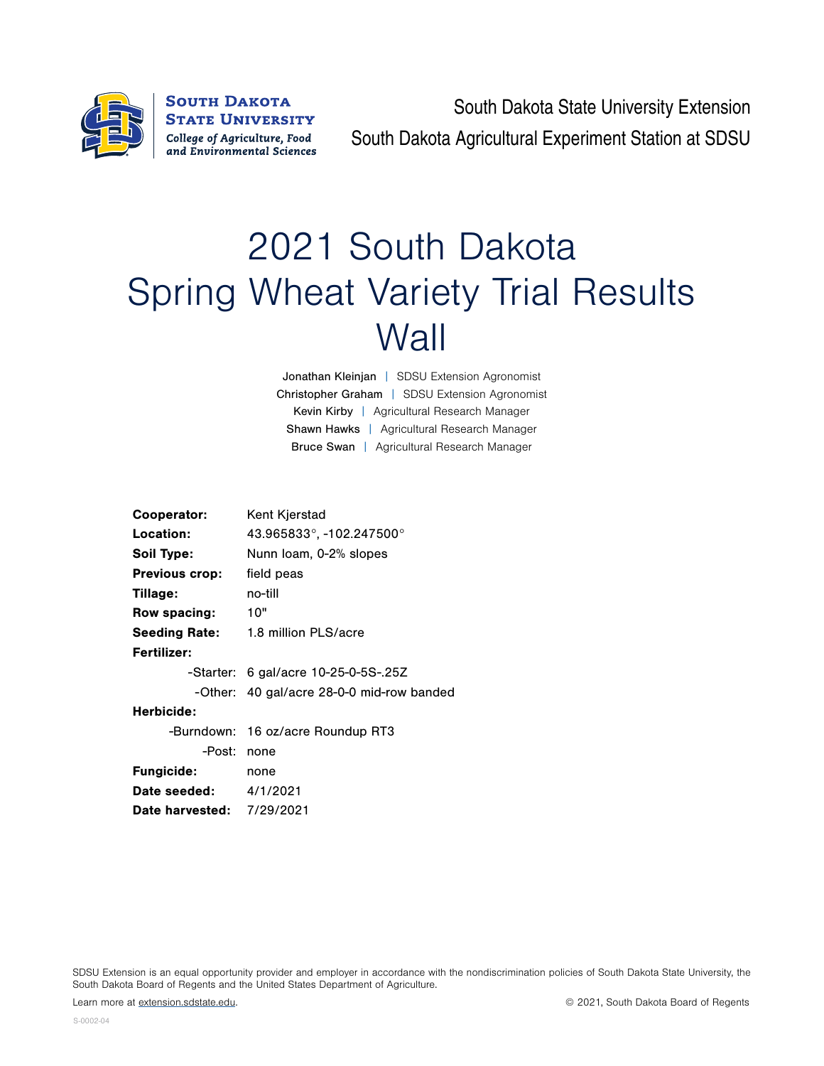South Dakota State University
College of Agriculture, Food and Environmental Sciences

South Dakota State University Extension
South Dakota Agricultural Experiment Station at SDSU

# 2021 South Dakota Spring Wheat Variety Trial Results Wall

Jonathan Kleinjan | SDSU Extension Agronomist
Christopher Graham | SDSU Extension Agronomist
Kevin Kirby | Agricultural Research Manager
Shawn Hawks | Agricultural Research Manager
Bruce Swan | Agricultural Research Manager

**Cooperator:** Kent Kjerstad
**Location:** 43.965833°, -102.247500°
**Soil Type:** Nunn loam, 0-2% slopes
**Previous crop:** field peas
**Tillage:** no-till
**Row spacing:** 10"
**Seeding Rate:** 1.8 million PLS/acre
**Fertilizer:**
- -Starter: 6 gal/acre 10-25-0-5S-.25Z
- -Other: 40 gal/acre 28-0-0 mid-row banded

**Herbicide:**
- -Burndown: 16 oz/acre Roundup RT3
- -Post: none

**Fungicide:** none
**Date seeded:** 4/1/2021
**Date harvested:** 7/29/2021

SDSU Extension is an equal opportunity provider and employer in accordance with the nondiscrimination policies of South Dakota State University, the South Dakota Board of Regents and the United States Department of Agriculture.

Learn more at extension.sdstate.edu.

© 2021, South Dakota Board of Regents

S-0002-04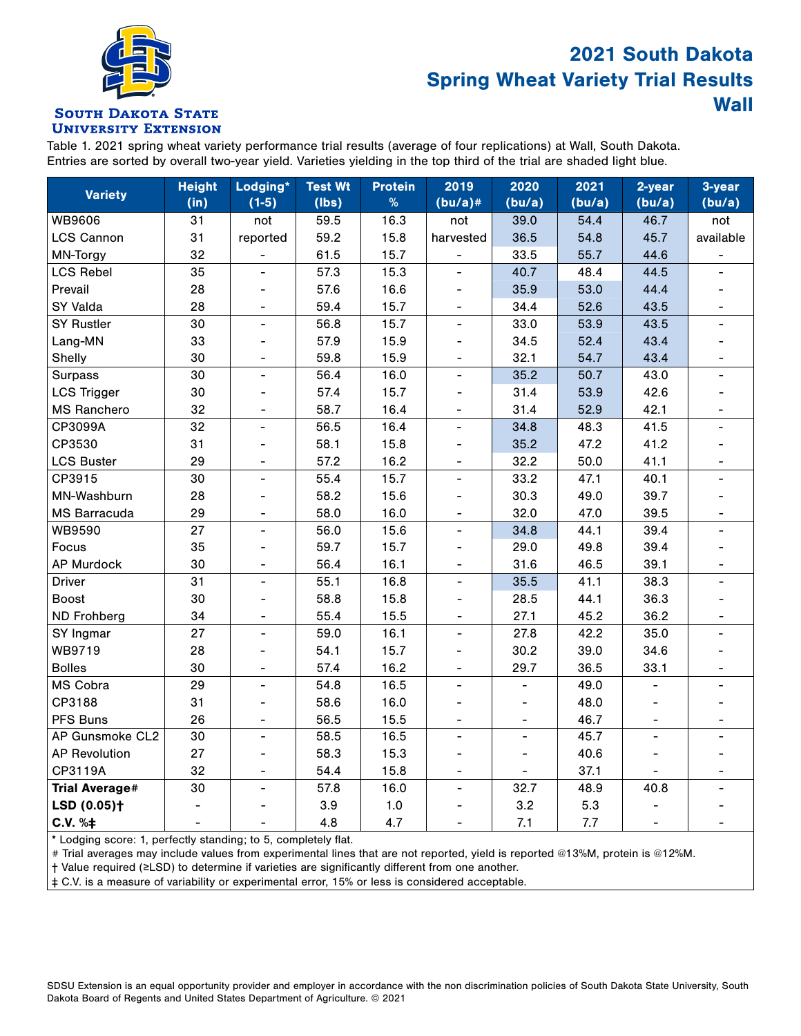SOUTH DAKOTA STATE UNIVERSITY EXTENSION

# 2021 South Dakota Spring Wheat Variety Trial Results Wall

Table 1. 2021 spring wheat variety performance trial results (average of four replications) at Wall, South Dakota. Entries are sorted by overall two-year yield. Varieties yielding in the top third of the trial are shaded light blue.

| Variety | Height (in) | Lodging* (1-5) | Test Wt (lbs) | Protein % | 2019 (bu/a)# | 2020 (bu/a) | 2021 (bu/a) | 2-year (bu/a) | 3-year (bu/a) |
|---|---|---|---|---|---|---|---|---|---|
| WB9606 | 31 | not reported | 59.5 | 16.3 | not harvested | 39.0 | 54.4 | 46.7 | not available |
| LCS Cannon | 31 | | 59.2 | 15.8 | | 36.5 | 54.8 | 45.7 | |
| MN-Torgy | 32 | - | 61.5 | 15.7 | - | 33.5 | 55.7 | 44.6 | - |
| LCS Rebel | 35 | - | 57.3 | 15.3 | - | 40.7 | 48.4 | 44.5 | - |
| Prevail | 28 | - | 57.6 | 16.6 | - | 35.9 | 53.0 | 44.4 | - |
| SY Valda | 28 | - | 59.4 | 15.7 | - | 34.4 | 52.6 | 43.5 | - |
| SY Rustler | 30 | - | 56.8 | 15.7 | - | 33.0 | 53.9 | 43.5 | - |
| Lang-MN | 33 | - | 57.9 | 15.9 | - | 34.5 | 52.4 | 43.4 | - |
| Shelly | 30 | - | 59.8 | 15.9 | - | 32.1 | 54.7 | 43.4 | - |
| Surpass | 30 | - | 56.4 | 16.0 | - | 35.2 | 50.7 | 43.0 | - |
| LCS Trigger | 30 | - | 57.4 | 15.7 | - | 31.4 | 53.9 | 42.6 | - |
| MS Ranchero | 32 | - | 58.7 | 16.4 | - | 31.4 | 52.9 | 42.1 | - |
| CP3099A | 32 | - | 56.5 | 16.4 | - | 34.8 | 48.3 | 41.5 | - |
| CP3530 | 31 | - | 58.1 | 15.8 | - | 35.2 | 47.2 | 41.2 | - |
| LCS Buster | 29 | - | 57.2 | 16.2 | - | 32.2 | 50.0 | 41.1 | - |
| CP3915 | 30 | - | 55.4 | 15.7 | - | 33.2 | 47.1 | 40.1 | - |
| MN-Washburn | 28 | - | 58.2 | 15.6 | - | 30.3 | 49.0 | 39.7 | - |
| MS Barracuda | 29 | - | 58.0 | 16.0 | - | 32.0 | 47.0 | 39.5 | - |
| WB9590 | 27 | - | 56.0 | 15.6 | - | 34.8 | 44.1 | 39.4 | - |
| Focus | 35 | - | 59.7 | 15.7 | - | 29.0 | 49.8 | 39.4 | - |
| AP Murdock | 30 | - | 56.4 | 16.1 | - | 31.6 | 46.5 | 39.1 | - |
| Driver | 31 | - | 55.1 | 16.8 | - | 35.5 | 41.1 | 38.3 | - |
| Boost | 30 | - | 58.8 | 15.8 | - | 28.5 | 44.1 | 36.3 | - |
| ND Frohberg | 34 | - | 55.4 | 15.5 | - | 27.1 | 45.2 | 36.2 | - |
| SY Ingmar | 27 | - | 59.0 | 16.1 | - | 27.8 | 42.2 | 35.0 | - |
| WB9719 | 28 | - | 54.1 | 15.7 | - | 30.2 | 39.0 | 34.6 | - |
| Bolles | 30 | - | 57.4 | 16.2 | - | 29.7 | 36.5 | 33.1 | - |
| MS Cobra | 29 | - | 54.8 | 16.5 | - | - | 49.0 | - | - |
| CP3188 | 31 | - | 58.6 | 16.0 | - | - | 48.0 | - | - |
| PFS Buns | 26 | - | 56.5 | 15.5 | - | - | 46.7 | - | - |
| AP Gunsmoke CL2 | 30 | - | 58.5 | 16.5 | - | - | 45.7 | - | - |
| AP Revolution | 27 | - | 58.3 | 15.3 | - | - | 40.6 | - | - |
| CP3119A | 32 | - | 54.4 | 15.8 | - | - | 37.1 | - | - |
| **Trial Average#** | 30 | - | 57.8 | 16.0 | - | 32.7 | 48.9 | 40.8 | - |
| **LSD (0.05)†** | - | - | 3.9 | 1.0 | - | 3.2 | 5.3 | - | - |
| **C.V. %‡** | - | - | 4.8 | 4.7 | - | 7.1 | 7.7 | - | - |

**\*** Lodging score: 1, perfectly standing; to 5, completely flat.
\# Trial averages may include values from experimental lines that are not reported, yield is reported @13%M, protein is @12%M.
† Value required (≥LSD) to determine if varieties are significantly different from one another.
‡ C.V. is a measure of variability or experimental error, 15% or less is considered acceptable.

SDSU Extension is an equal opportunity provider and employer in accordance with the non discrimination policies of South Dakota State University, South Dakota Board of Regents and United States Department of Agriculture. © 2021